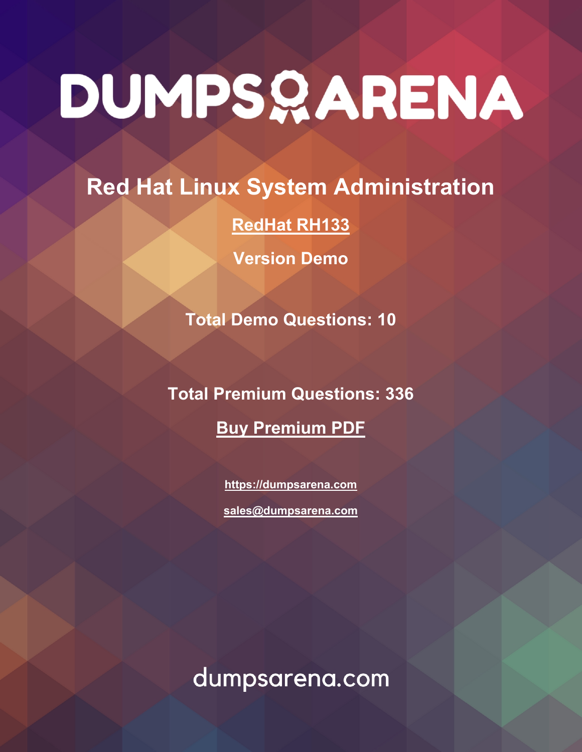# DUMPS ARENA

## Red Hat Linux System Administration

**RedHat RH133**

**Version Demo**

**Total Demo Questions: 10**

**Total Premium Questions: 336**

**Buy Premium PDF**

**https://dumpsarena.com**

**sales@dumpsarena.com**

dumpsarena.com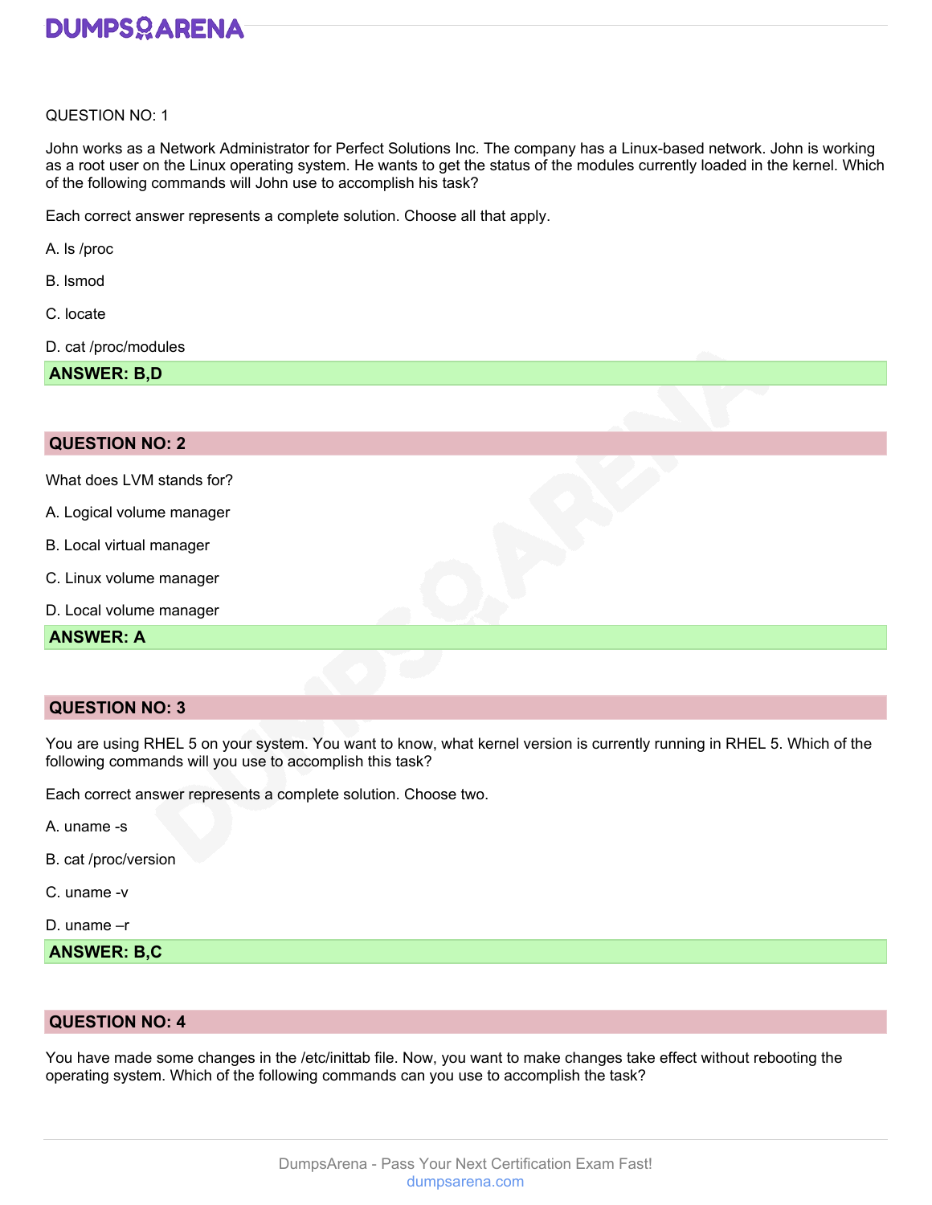QUESTION NO: 1

John works as a Network Administrator for Perfect Solutions Inc. The company has a Linux-based network. John is working as a root user on the Linux operating system. He wants to get the status of the modules currently loaded in the kernel. Which of the following commands will John use to accomplish his task?

Each correct answer represents a complete solution. Choose all that apply.

A. ls /proc

B. lsmod

C. locate

D. cat /proc/modules

**ANSWER: B,D**

**QUESTION NO: 2**

What does LVM stands for?

A. Logical volume manager

B. Local virtual manager

C. Linux volume manager

D. Local volume manager

**ANSWER: A**

**QUESTION NO: 3**

You are using RHEL 5 on your system. You want to know, what kernel version is currently running in RHEL 5. Which of the following commands will you use to accomplish this task?

Each correct answer represents a complete solution. Choose two.

A. uname -s

B. cat /proc/version

C. uname -v

D. uname –r

**ANSWER: B,C**

**QUESTION NO: 4**

You have made some changes in the /etc/inittab file. Now, you want to make changes take effect without rebooting the operating system. Which of the following commands can you use to accomplish the task?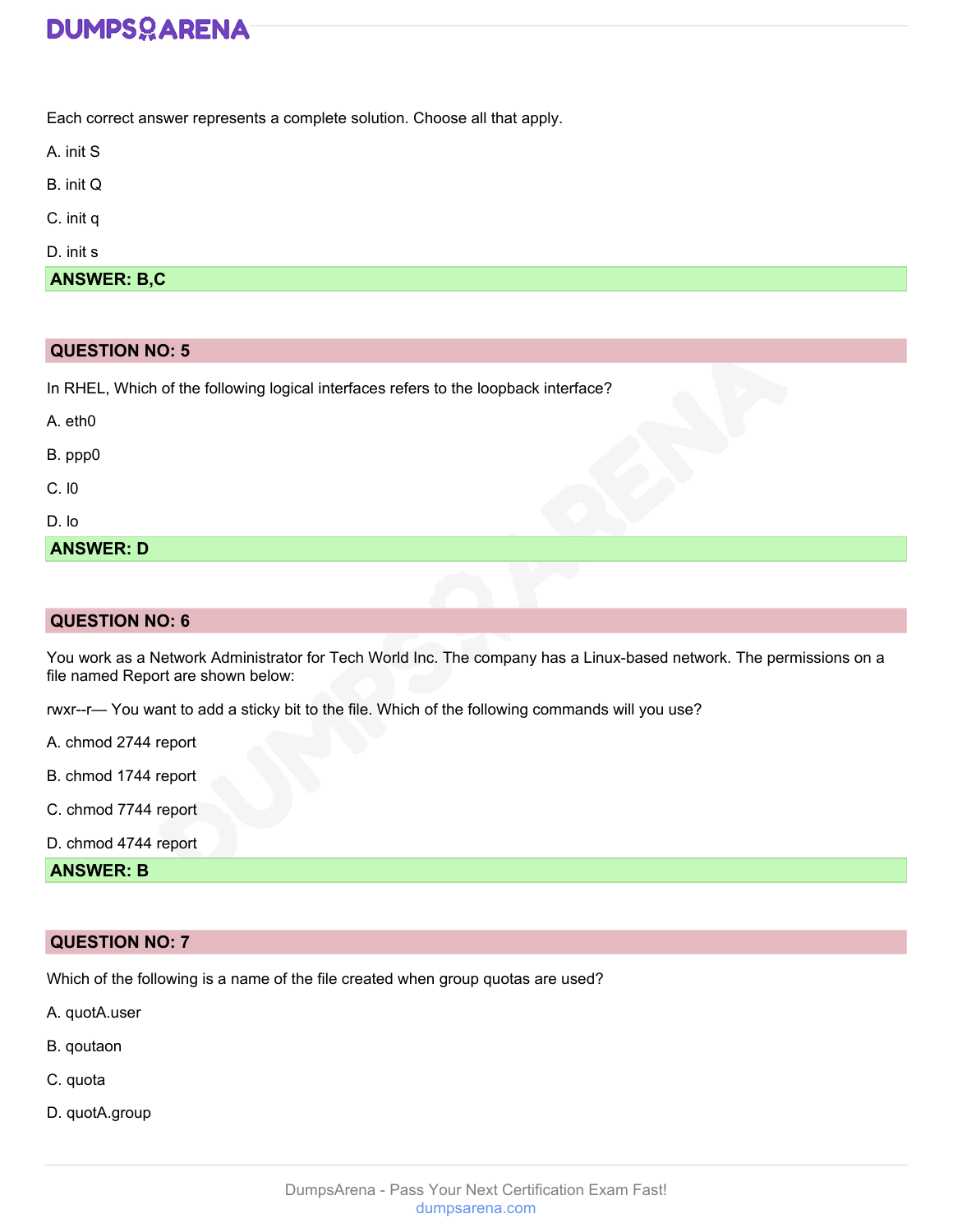Each correct answer represents a complete solution. Choose all that apply.

A. init S

B. init Q

C. init q

D. init s

**ANSWER: B,C**

## QUESTION NO: 5

In RHEL, Which of the following logical interfaces refers to the loopback interface?

A. eth0

B. ppp0

C. l0

D. lo

**ANSWER: D**

## QUESTION NO: 6

You work as a Network Administrator for Tech World Inc. The company has a Linux-based network. The permissions on a file named Report are shown below:

rwxr--r— You want to add a sticky bit to the file. Which of the following commands will you use?

A. chmod 2744 report

B. chmod 1744 report

C. chmod 7744 report

D. chmod 4744 report

**ANSWER: B**

## QUESTION NO: 7

Which of the following is a name of the file created when group quotas are used?

A. quotA.user

B. qoutaon

C. quota

D. quotA.group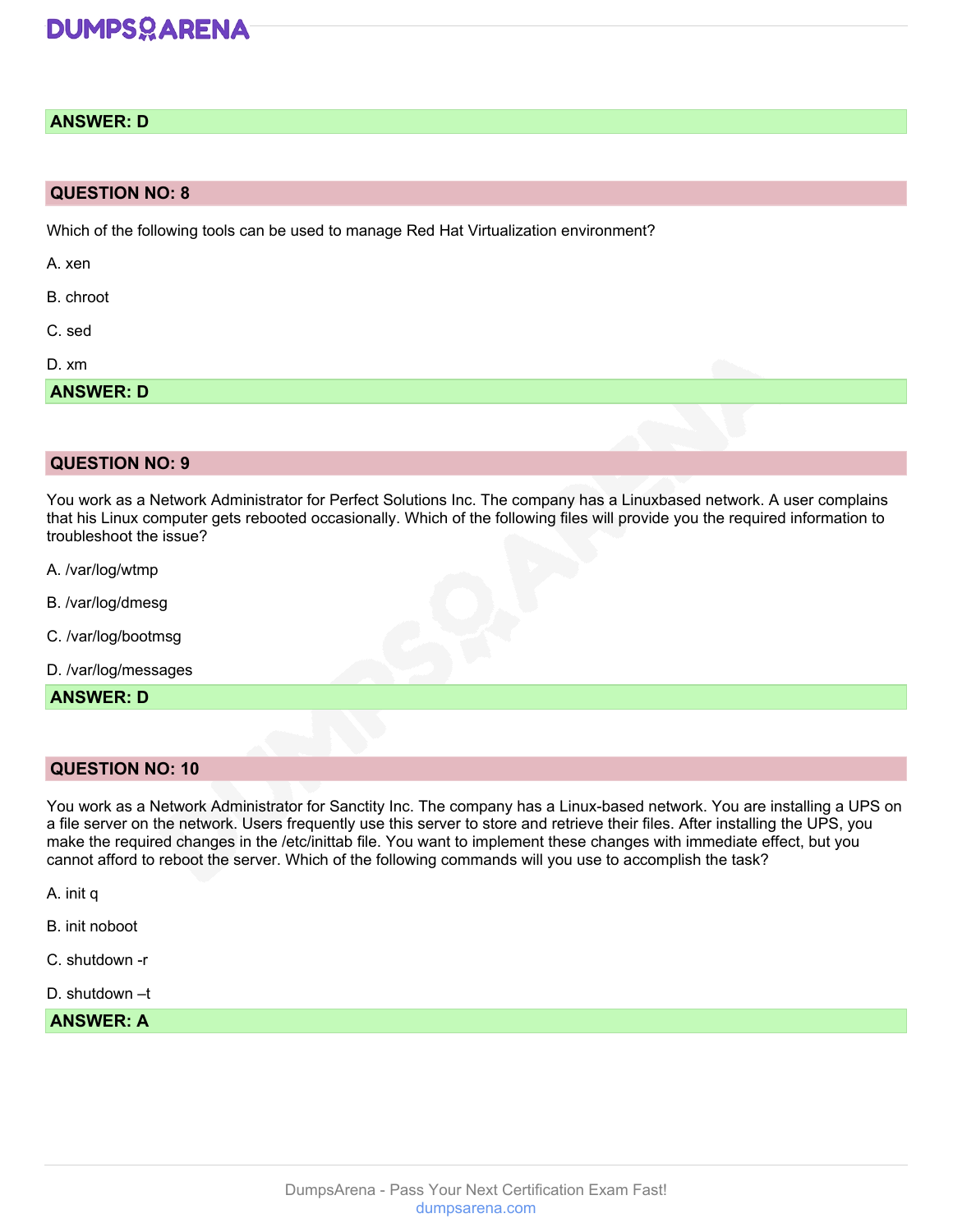**ANSWER: D**

## QUESTION NO: 8

Which of the following tools can be used to manage Red Hat Virtualization environment?

A. xen

B. chroot

C. sed

D. xm

**ANSWER: D**

## QUESTION NO: 9

You work as a Network Administrator for Perfect Solutions Inc. The company has a Linuxbased network. A user complains that his Linux computer gets rebooted occasionally. Which of the following files will provide you the required information to troubleshoot the issue?

A. /var/log/wtmp

B. /var/log/dmesg

C. /var/log/bootmsg

D. /var/log/messages

**ANSWER: D**

## QUESTION NO: 10

You work as a Network Administrator for Sanctity Inc. The company has a Linux-based network. You are installing a UPS on a file server on the network. Users frequently use this server to store and retrieve their files. After installing the UPS, you make the required changes in the /etc/inittab file. You want to implement these changes with immediate effect, but you cannot afford to reboot the server. Which of the following commands will you use to accomplish the task?

A. init q

B. init noboot

C. shutdown -r

D. shutdown –t

**ANSWER: A**